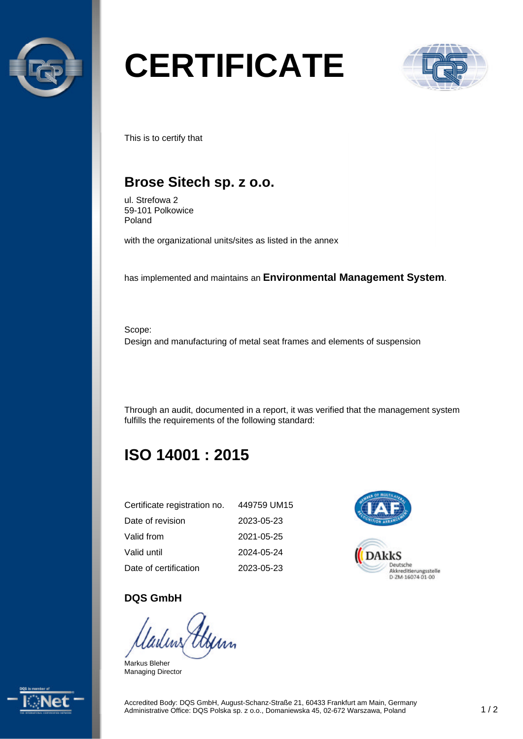# CERTIFICATE

This is to certify that

## Brose Sitech sp. z o.o.

ul. Strefowa 2
59-101 Polkowice
Poland

with the organizational units/sites as listed in the annex

has implemented and maintains an **Environmental Management System**.

Scope:
Design and manufacturing of metal seat frames and elements of suspension

Through an audit, documented in a report, it was verified that the management system fulfills the requirements of the following standard:

## ISO 14001 : 2015

| | |
|---|---|
| Certificate registration no. | 449759 UM15 |
| Date of revision | 2023-05-23 |
| Valid from | 2021-05-25 |
| Valid until | 2024-05-24 |
| Date of certification | 2023-05-23 |

DAkkS Deutsche Akkreditierungsstelle D-ZM-16074-01-00

**DQS GmbH**

Markus Bleher
Managing Director

Accredited Body: DQS GmbH, August-Schanz-Straße 21, 60433 Frankfurt am Main, Germany
Administrative Office: DQS Polska sp. z o.o., Domaniewska 45, 02-672 Warszawa, Poland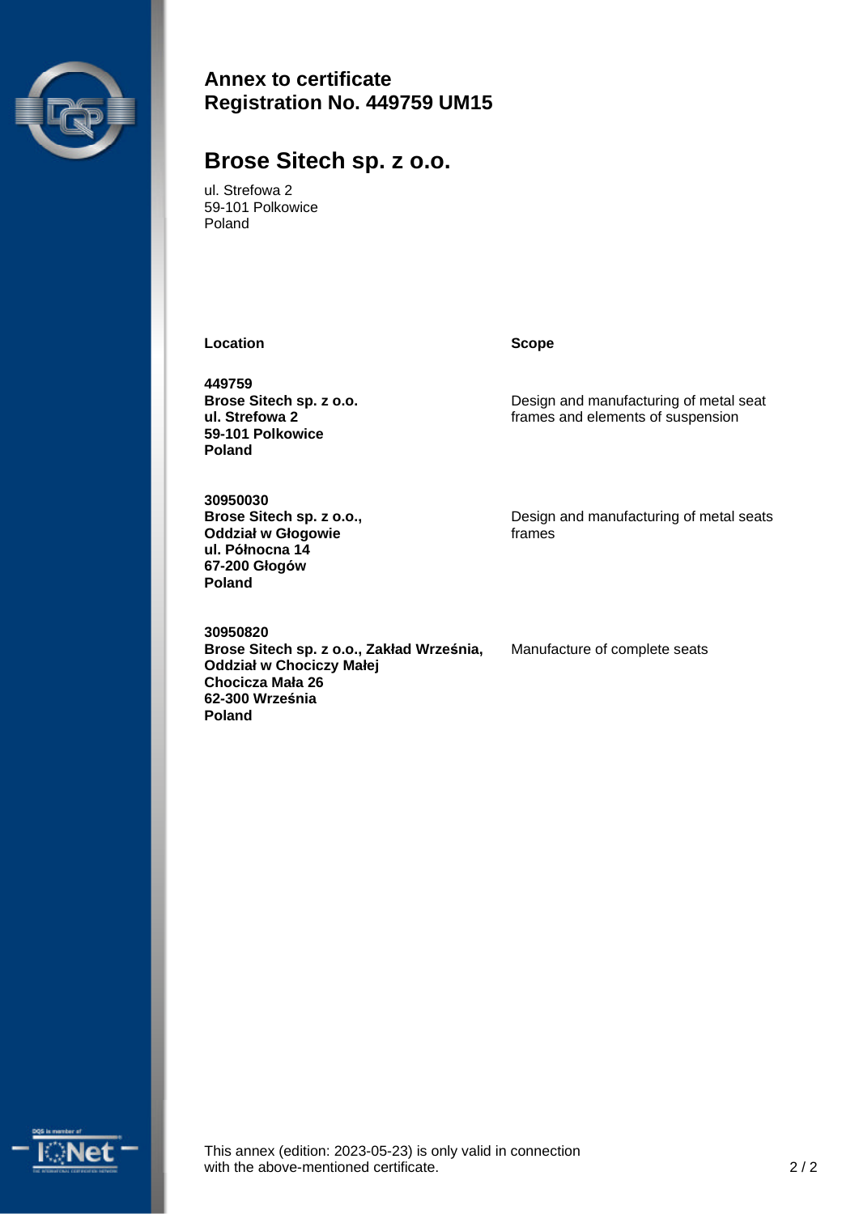# Annex to certificate
# Registration No. 449759 UM15

## Brose Sitech sp. z o.o.

ul. Strefowa 2
59-101 Polkowice
Poland

| Location | Scope |
|---|---|
| **449759**<br>**Brose Sitech sp. z o.o.**<br>**ul. Strefowa 2**<br>**59-101 Polkowice**<br>**Poland** | Design and manufacturing of metal seat frames and elements of suspension |
| **30950030**<br>**Brose Sitech sp. z o.o., Oddział w Głogowie**<br>**ul. Północna 14**<br>**67-200 Głogów**<br>**Poland** | Design and manufacturing of metal seats frames |
| **30950820**<br>**Brose Sitech sp. z o.o., Zakład Września, Oddział w Chociczy Małej**<br>**Chocicza Mała 26**<br>**62-300 Września**<br>**Poland** | Manufacture of complete seats |

This annex (edition: 2023-05-23) is only valid in connection with the above-mentioned certificate.